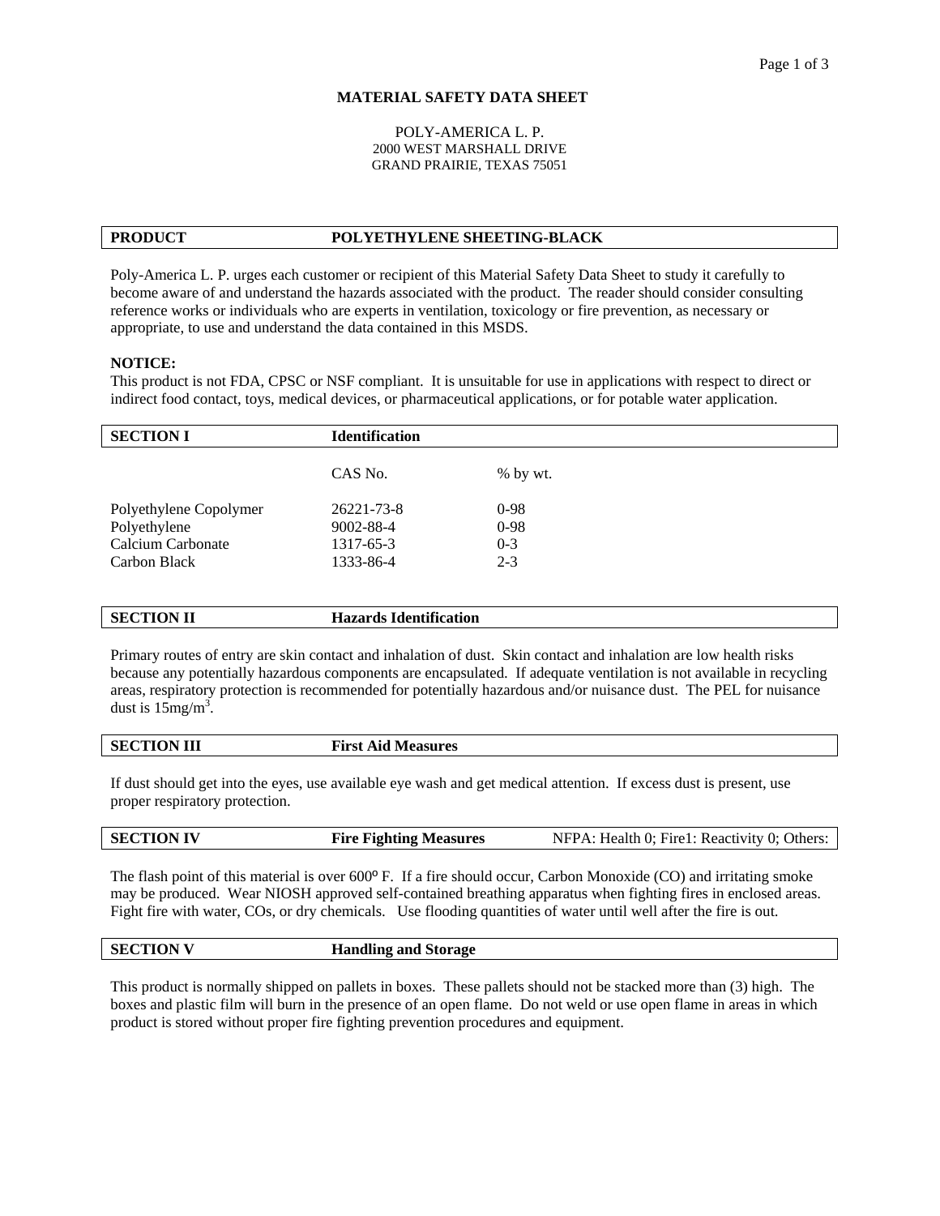**MATERIAL SAFETY DATA SHEET**

POLY-AMERICA L. P.
2000 WEST MARSHALL DRIVE
GRAND PRAIRIE, TEXAS 75051

| **PRODUCT** | **POLYETHYLENE SHEETING-BLACK** |
|---|---|

Poly-America L. P. urges each customer or recipient of this Material Safety Data Sheet to study it carefully to become aware of and understand the hazards associated with the product. The reader should consider consulting reference works or individuals who are experts in ventilation, toxicology or fire prevention, as necessary or appropriate, to use and understand the data contained in this MSDS.

**NOTICE:**
This product is not FDA, CPSC or NSF compliant. It is unsuitable for use in applications with respect to direct or indirect food contact, toys, medical devices, or pharmaceutical applications, or for potable water application.

| **SECTION I** | **Identification** | |
|---|---|---|
| | CAS No. | % by wt. |
| Polyethylene Copolymer | 26221-73-8 | 0-98 |
| Polyethylene | 9002-88-4 | 0-98 |
| Calcium Carbonate | 1317-65-3 | 0-3 |
| Carbon Black | 1333-86-4 | 2-3 |

| **SECTION II** | **Hazards Identification** |
|---|---|

Primary routes of entry are skin contact and inhalation of dust. Skin contact and inhalation are low health risks because any potentially hazardous components are encapsulated. If adequate ventilation is not available in recycling areas, respiratory protection is recommended for potentially hazardous and/or nuisance dust. The PEL for nuisance dust is $15 mg/m^3$.

| **SECTION III** | **First Aid Measures** |
|---|---|

If dust should get into the eyes, use available eye wash and get medical attention. If excess dust is present, use proper respiratory protection.

| **SECTION IV** | **Fire Fighting Measures** | NFPA: Health 0; Fire1: Reactivity 0; Others: |
|---|---|---|

The flash point of this material is over 600º F. If a fire should occur, Carbon Monoxide (CO) and irritating smoke may be produced. Wear NIOSH approved self-contained breathing apparatus when fighting fires in enclosed areas. Fight fire with water, COs, or dry chemicals. Use flooding quantities of water until well after the fire is out.

| **SECTION V** | **Handling and Storage** |
|---|---|

This product is normally shipped on pallets in boxes. These pallets should not be stacked more than (3) high. The boxes and plastic film will burn in the presence of an open flame. Do not weld or use open flame in areas in which product is stored without proper fire fighting prevention procedures and equipment.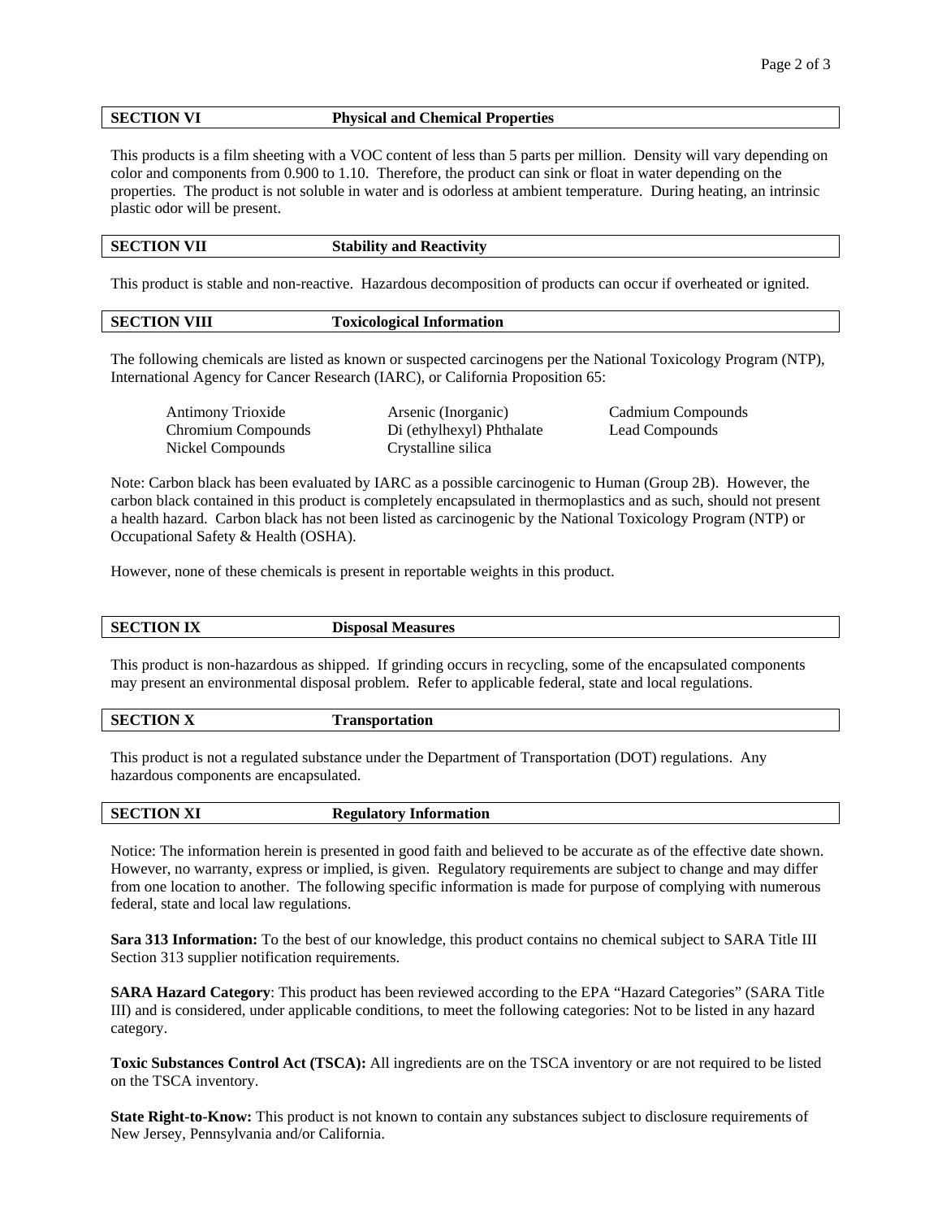## SECTION VI Physical and Chemical Properties

This products is a film sheeting with a VOC content of less than 5 parts per million. Density will vary depending on color and components from 0.900 to 1.10. Therefore, the product can sink or float in water depending on the properties. The product is not soluble in water and is odorless at ambient temperature. During heating, an intrinsic plastic odor will be present.

## SECTION VII Stability and Reactivity

This product is stable and non-reactive. Hazardous decomposition of products can occur if overheated or ignited.

## SECTION VIII Toxicological Information

The following chemicals are listed as known or suspected carcinogens per the National Toxicology Program (NTP), International Agency for Cancer Research (IARC), or California Proposition 65:

- Antimony Trioxide
- Arsenic (Inorganic)
- Cadmium Compounds
- Chromium Compounds
- Di (ethylhexyl) Phthalate
- Lead Compounds
- Nickel Compounds
- Crystalline silica

Note: Carbon black has been evaluated by IARC as a possible carcinogenic to Human (Group 2B). However, the carbon black contained in this product is completely encapsulated in thermoplastics and as such, should not present a health hazard. Carbon black has not been listed as carcinogenic by the National Toxicology Program (NTP) or Occupational Safety & Health (OSHA).

However, none of these chemicals is present in reportable weights in this product.

## SECTION IX Disposal Measures

This product is non-hazardous as shipped. If grinding occurs in recycling, some of the encapsulated components may present an environmental disposal problem. Refer to applicable federal, state and local regulations.

## SECTION X Transportation

This product is not a regulated substance under the Department of Transportation (DOT) regulations. Any hazardous components are encapsulated.

## SECTION XI Regulatory Information

Notice: The information herein is presented in good faith and believed to be accurate as of the effective date shown. However, no warranty, express or implied, is given. Regulatory requirements are subject to change and may differ from one location to another. The following specific information is made for purpose of complying with numerous federal, state and local law regulations.

**Sara 313 Information:** To the best of our knowledge, this product contains no chemical subject to SARA Title III Section 313 supplier notification requirements.

**SARA Hazard Category**: This product has been reviewed according to the EPA "Hazard Categories" (SARA Title III) and is considered, under applicable conditions, to meet the following categories: Not to be listed in any hazard category.

**Toxic Substances Control Act (TSCA):** All ingredients are on the TSCA inventory or are not required to be listed on the TSCA inventory.

**State Right-to-Know:** This product is not known to contain any substances subject to disclosure requirements of New Jersey, Pennsylvania and/or California.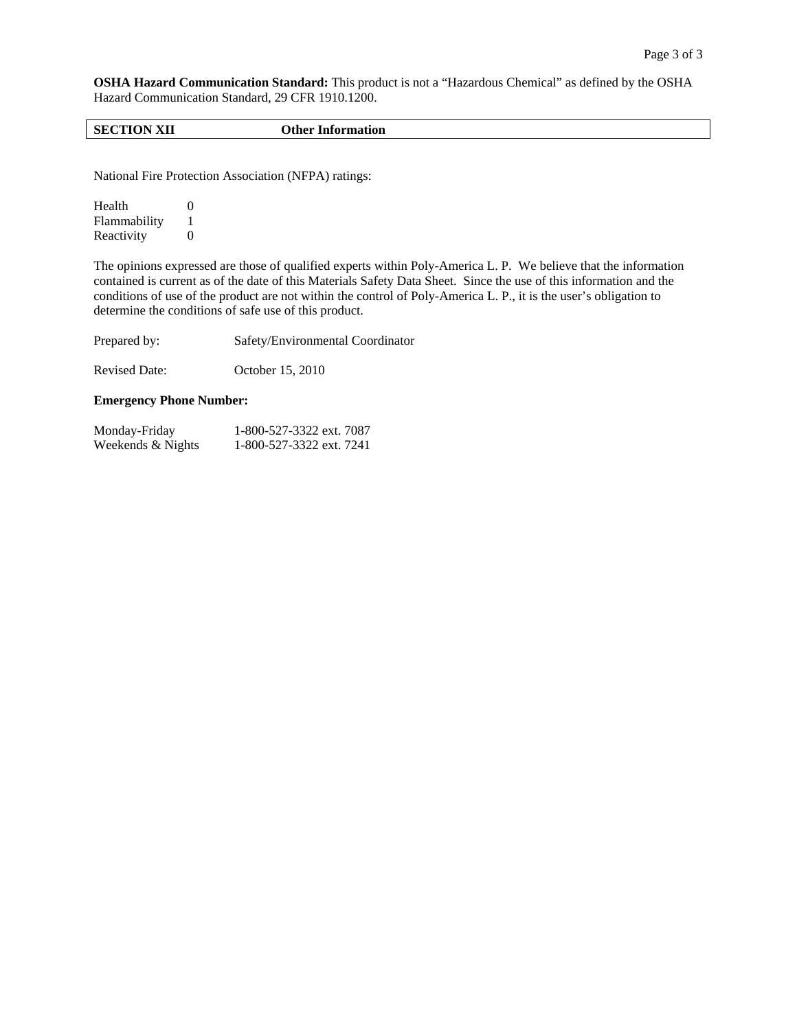**OSHA Hazard Communication Standard:** This product is not a "Hazardous Chemical" as defined by the OSHA Hazard Communication Standard, 29 CFR 1910.1200.

## SECTION XII Other Information

National Fire Protection Association (NFPA) ratings:

| | |
|---|---|
| Health | 0 |
| Flammability | 1 |
| Reactivity | 0 |

The opinions expressed are those of qualified experts within Poly-America L. P. We believe that the information contained is current as of the date of this Materials Safety Data Sheet. Since the use of this information and the conditions of use of the product are not within the control of Poly-America L. P., it is the user's obligation to determine the conditions of safe use of this product.

Prepared by: Safety/Environmental Coordinator

Revised Date: October 15, 2010

**Emergency Phone Number:**

| | |
|---|---|
| Monday-Friday | 1-800-527-3322 ext. 7087 |
| Weekends & Nights | 1-800-527-3322 ext. 7241 |